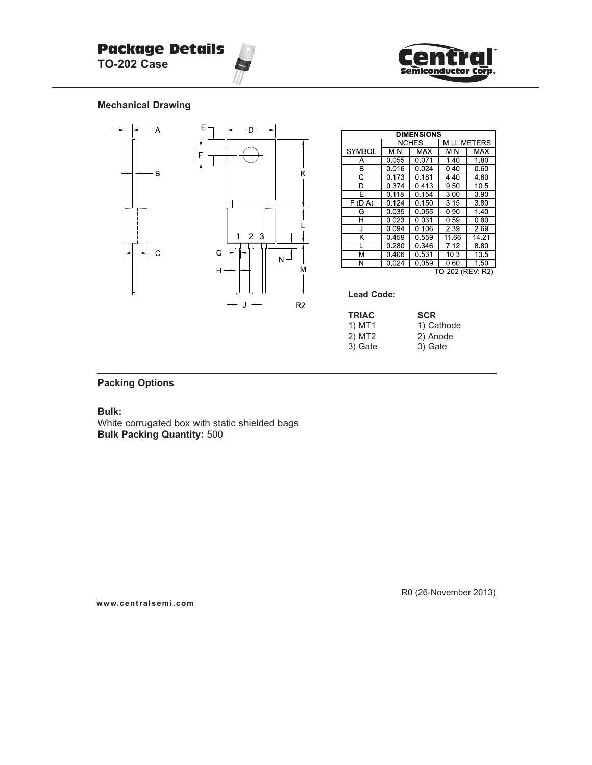# Package Details

**TO-202 Case**

### Mechanical Drawing

| DIMENSIONS | | | | |
|---|---|---|---|---|
| | INCHES | | MILLIMETERS | |
| SYMBOL | MIN | MAX | MIN | MAX |
| A | 0.055 | 0.071 | 1.40 | 1.80 |
| B | 0.016 | 0.024 | 0.40 | 0.60 |
| C | 0.173 | 0.181 | 4.40 | 4.60 |
| D | 0.374 | 0.413 | 9.50 | 10.5 |
| E | 0.118 | 0.154 | 3.00 | 3.90 |
| F (DIA) | 0.124 | 0.150 | 3.15 | 3.80 |
| G | 0.035 | 0.055 | 0.90 | 1.40 |
| H | 0.023 | 0.031 | 0.59 | 0.80 |
| J | 0.094 | 0.106 | 2.39 | 2.69 |
| K | 0.459 | 0.559 | 11.66 | 14.21 |
| L | 0.280 | 0.346 | 7.12 | 8.80 |
| M | 0.406 | 0.531 | 10.3 | 13.5 |
| N | 0.024 | 0.059 | 0.60 | 1.50 |

TO-202 (REV: R2)

**Lead Code:**

| **TRIAC** | **SCR** |
|---|---|
| 1) MT1 | 1) Cathode |
| 2) MT2 | 2) Anode |
| 3) Gate | 3) Gate |

### Packing Options

**Bulk:**
White corrugated box with static shielded bags
**Bulk Packing Quantity:** 500

R0 (26-November 2013)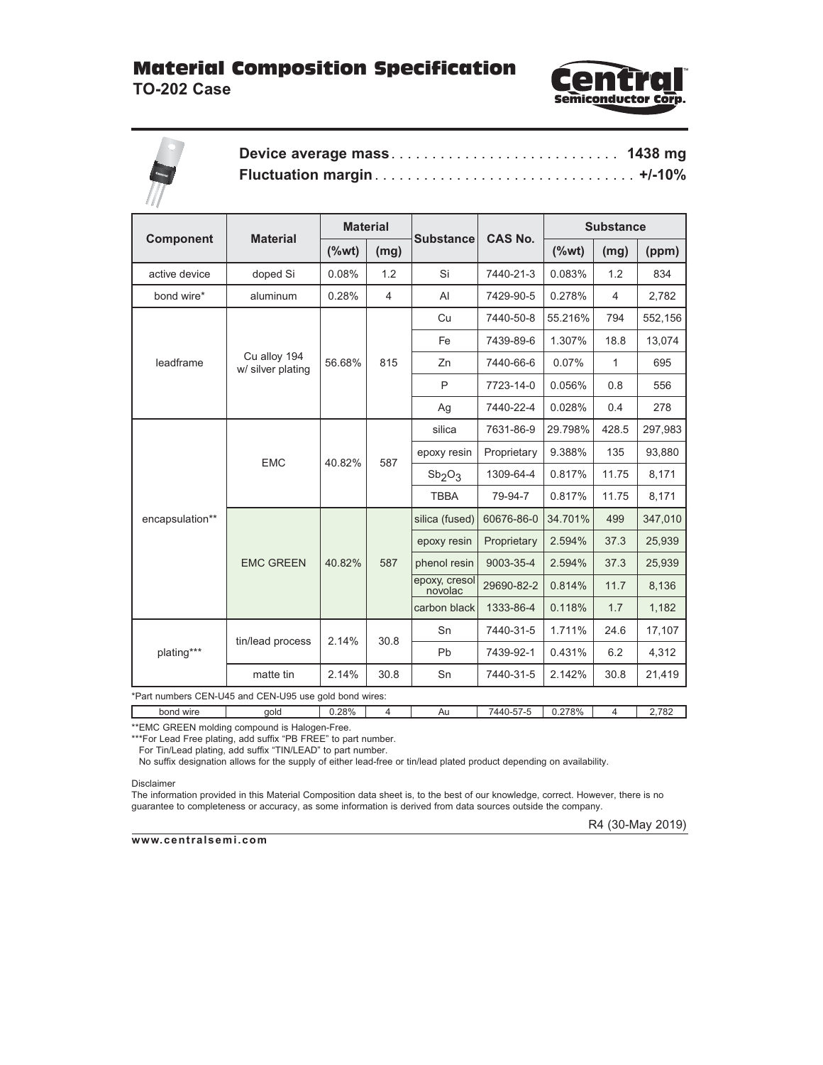# Material Composition Specification

**TO-202 Case**

**Device average mass** . . . . . . . . . . . . . . . . . . . . . . . . . . . **1438 mg**

**Fluctuation margin** . . . . . . . . . . . . . . . . . . . . . . . . . . . . . . . **+/-10%**

| Component | Material | Material | | Substance | CAS No. | Substance | | |
|---|---|---|---|---|---|---|---|---|
| | | (%wt) | (mg) | | | (%wt) | (mg) | (ppm) |
| active device | doped Si | 0.08% | 1.2 | Si | 7440-21-3 | 0.083% | 1.2 | 834 |
| bond wire* | aluminum | 0.28% | 4 | Al | 7429-90-5 | 0.278% | 4 | 2,782 |
| leadframe | Cu alloy 194 w/ silver plating | 56.68% | 815 | Cu | 7440-50-8 | 55.216% | 794 | 552,156 |
| | | | | Fe | 7439-89-6 | 1.307% | 18.8 | 13,074 |
| | | | | Zn | 7440-66-6 | 0.07% | 1 | 695 |
| | | | | P | 7723-14-0 | 0.056% | 0.8 | 556 |
| | | | | Ag | 7440-22-4 | 0.028% | 0.4 | 278 |
| encapsulation** | EMC | 40.82% | 587 | silica | 7631-86-9 | 29.798% | 428.5 | 297,983 |
| | | | | epoxy resin | Proprietary | 9.388% | 135 | 93,880 |
| | | | | $Sb_2O_3$ | 1309-64-4 | 0.817% | 11.75 | 8,171 |
| | | | | TBBA | 79-94-7 | 0.817% | 11.75 | 8,171 |
| | EMC GREEN | 40.82% | 587 | silica (fused) | 60676-86-0 | 34.701% | 499 | 347,010 |
| | | | | epoxy resin | Proprietary | 2.594% | 37.3 | 25,939 |
| | | | | phenol resin | 9003-35-4 | 2.594% | 37.3 | 25,939 |
| | | | | epoxy, cresol novolac | 29690-82-2 | 0.814% | 11.7 | 8,136 |
| | | | | carbon black | 1333-86-4 | 0.118% | 1.7 | 1,182 |
| plating*** | tin/lead process | 2.14% | 30.8 | Sn | 7440-31-5 | 1.711% | 24.6 | 17,107 |
| | | | | Pb | 7439-92-1 | 0.431% | 6.2 | 4,312 |
| | matte tin | 2.14% | 30.8 | Sn | 7440-31-5 | 2.142% | 30.8 | 21,419 |

*Part numbers CEN-U45 and CEN-U95 use gold bond wires:

| | | | | | | | | |
|---|---|---|---|---|---|---|---|---|
| bond wire | gold | 0.28% | 4 | Au | 7440-57-5 | 0.278% | 4 | 2,782 |

**EMC GREEN molding compound is Halogen-Free.

***For Lead Free plating, add suffix "PB FREE" to part number.
For Tin/Lead plating, add suffix "TIN/LEAD" to part number.
No suffix designation allows for the supply of either lead-free or tin/lead plated product depending on availability.

Disclaimer

The information provided in this Material Composition data sheet is, to the best of our knowledge, correct. However, there is no guarantee to completeness or accuracy, as some information is derived from data sources outside the company.

R4 (30-May 2019)

www.centralsemi.com